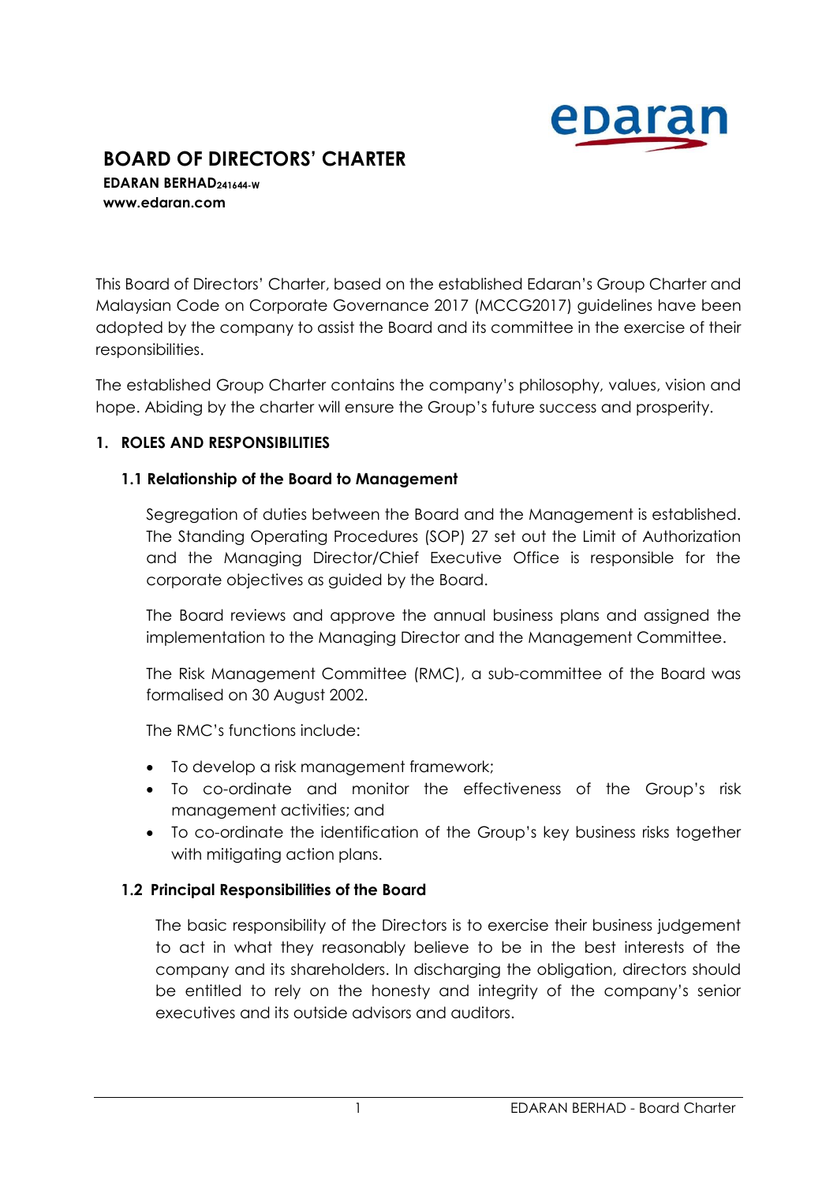# BOARD OF DIRECTORS' CHARTER

**EDARAN BERHAD 241644-W**
**www.edaran.com**

This Board of Directors' Charter, based on the established Edaran's Group Charter and Malaysian Code on Corporate Governance 2017 (MCCG2017) guidelines have been adopted by the company to assist the Board and its committee in the exercise of their responsibilities.

The established Group Charter contains the company's philosophy, values, vision and hope. Abiding by the charter will ensure the Group's future success and prosperity.

## 1. ROLES AND RESPONSIBILITIES

### 1.1 Relationship of the Board to Management

Segregation of duties between the Board and the Management is established. The Standing Operating Procedures (SOP) 27 set out the Limit of Authorization and the Managing Director/Chief Executive Office is responsible for the corporate objectives as guided by the Board.

The Board reviews and approve the annual business plans and assigned the implementation to the Managing Director and the Management Committee.

The Risk Management Committee (RMC), a sub-committee of the Board was formalised on 30 August 2002.

The RMC's functions include:

- To develop a risk management framework;
- To co-ordinate and monitor the effectiveness of the Group's risk management activities; and
- To co-ordinate the identification of the Group's key business risks together with mitigating action plans.

### 1.2 Principal Responsibilities of the Board

The basic responsibility of the Directors is to exercise their business judgement to act in what they reasonably believe to be in the best interests of the company and its shareholders. In discharging the obligation, directors should be entitled to rely on the honesty and integrity of the company's senior executives and its outside advisors and auditors.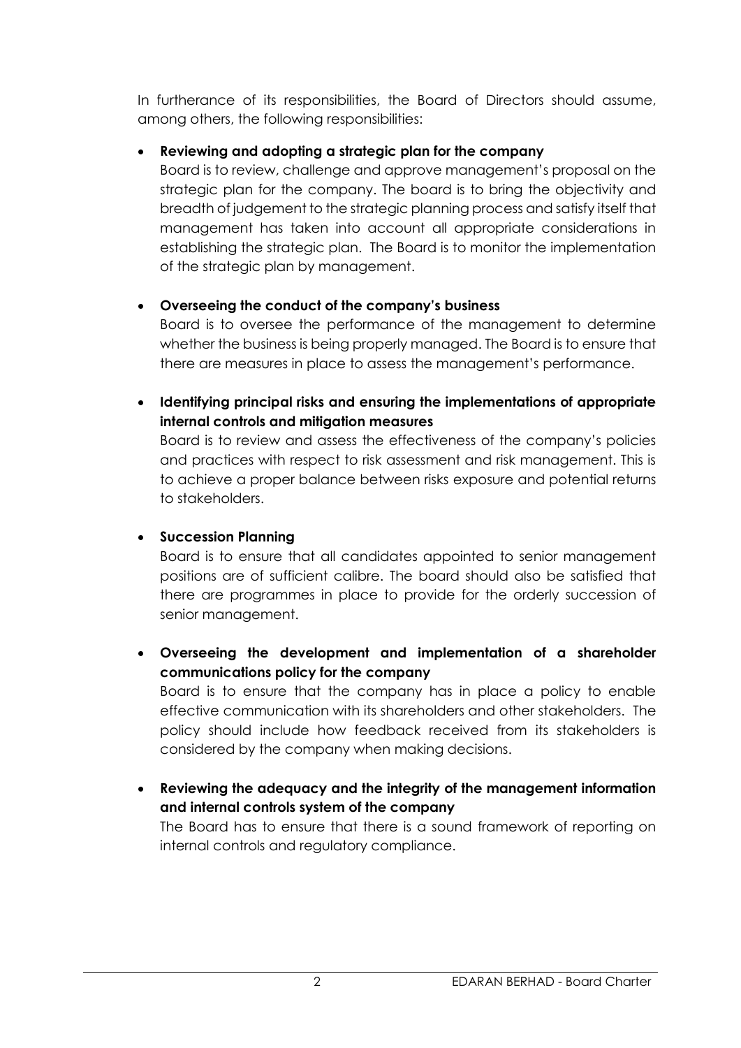In furtherance of its responsibilities, the Board of Directors should assume, among others, the following responsibilities:

- **Reviewing and adopting a strategic plan for the company**
  Board is to review, challenge and approve management's proposal on the strategic plan for the company. The board is to bring the objectivity and breadth of judgement to the strategic planning process and satisfy itself that management has taken into account all appropriate considerations in establishing the strategic plan. The Board is to monitor the implementation of the strategic plan by management.

- **Overseeing the conduct of the company's business**
  Board is to oversee the performance of the management to determine whether the business is being properly managed. The Board is to ensure that there are measures in place to assess the management's performance.

- **Identifying principal risks and ensuring the implementations of appropriate internal controls and mitigation measures**
  Board is to review and assess the effectiveness of the company's policies and practices with respect to risk assessment and risk management. This is to achieve a proper balance between risks exposure and potential returns to stakeholders.

- **Succession Planning**
  Board is to ensure that all candidates appointed to senior management positions are of sufficient calibre. The board should also be satisfied that there are programmes in place to provide for the orderly succession of senior management.

- **Overseeing the development and implementation of a shareholder communications policy for the company**
  Board is to ensure that the company has in place a policy to enable effective communication with its shareholders and other stakeholders. The policy should include how feedback received from its stakeholders is considered by the company when making decisions.

- **Reviewing the adequacy and the integrity of the management information and internal controls system of the company**
  The Board has to ensure that there is a sound framework of reporting on internal controls and regulatory compliance.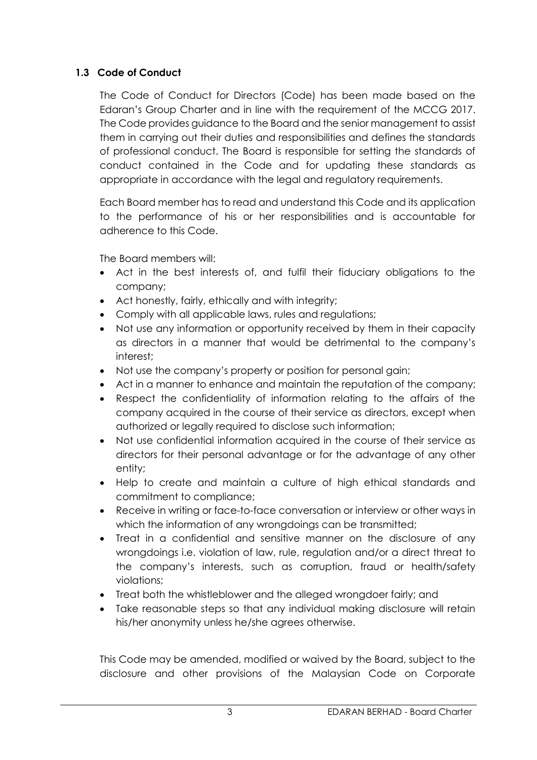### 1.3 Code of Conduct

The Code of Conduct for Directors (Code) has been made based on the Edaran's Group Charter and in line with the requirement of the MCCG 2017. The Code provides guidance to the Board and the senior management to assist them in carrying out their duties and responsibilities and defines the standards of professional conduct. The Board is responsible for setting the standards of conduct contained in the Code and for updating these standards as appropriate in accordance with the legal and regulatory requirements.

Each Board member has to read and understand this Code and its application to the performance of his or her responsibilities and is accountable for adherence to this Code.

The Board members will:

- Act in the best interests of, and fulfil their fiduciary obligations to the company;
- Act honestly, fairly, ethically and with integrity;
- Comply with all applicable laws, rules and regulations;
- Not use any information or opportunity received by them in their capacity as directors in a manner that would be detrimental to the company's interest;
- Not use the company's property or position for personal gain;
- Act in a manner to enhance and maintain the reputation of the company;
- Respect the confidentiality of information relating to the affairs of the company acquired in the course of their service as directors, except when authorized or legally required to disclose such information;
- Not use confidential information acquired in the course of their service as directors for their personal advantage or for the advantage of any other entity;
- Help to create and maintain a culture of high ethical standards and commitment to compliance;
- Receive in writing or face-to-face conversation or interview or other ways in which the information of any wrongdoings can be transmitted;
- Treat in a confidential and sensitive manner on the disclosure of any wrongdoings i.e. violation of law, rule, regulation and/or a direct threat to the company's interests, such as corruption, fraud or health/safety violations;
- Treat both the whistleblower and the alleged wrongdoer fairly; and
- Take reasonable steps so that any individual making disclosure will retain his/her anonymity unless he/she agrees otherwise.

This Code may be amended, modified or waived by the Board, subject to the disclosure and other provisions of the Malaysian Code on Corporate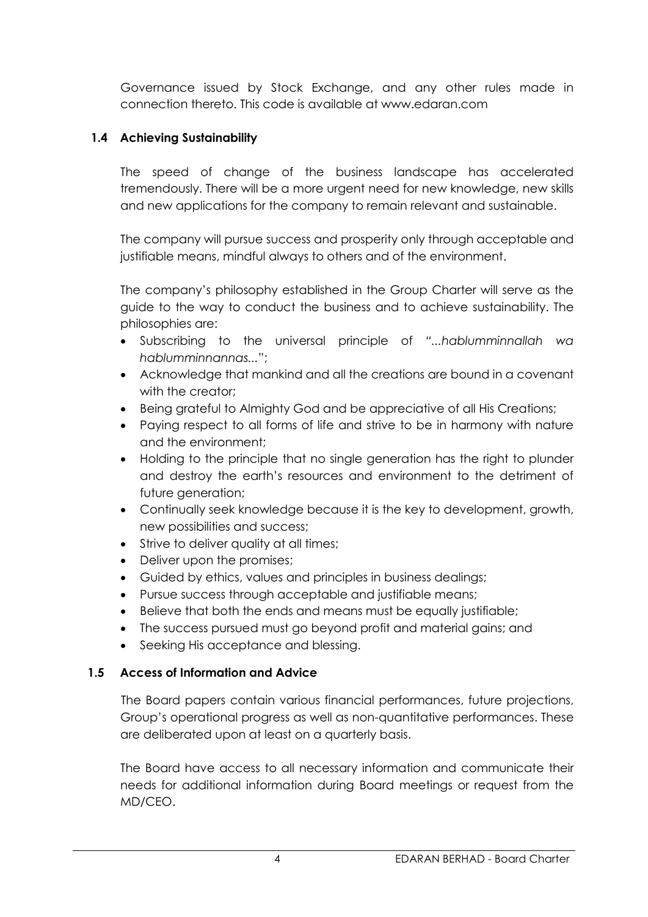Governance issued by Stock Exchange, and any other rules made in connection thereto. This code is available at www.edaran.com

### 1.4 Achieving Sustainability

The speed of change of the business landscape has accelerated tremendously. There will be a more urgent need for new knowledge, new skills and new applications for the company to remain relevant and sustainable.

The company will pursue success and prosperity only through acceptable and justifiable means, mindful always to others and of the environment.

The company's philosophy established in the Group Charter will serve as the guide to the way to conduct the business and to achieve sustainability. The philosophies are:

- Subscribing to the universal principle of "...*hablumminnallah wa hablumminnannas*...";
- Acknowledge that mankind and all the creations are bound in a covenant with the creator;
- Being grateful to Almighty God and be appreciative of all His Creations;
- Paying respect to all forms of life and strive to be in harmony with nature and the environment;
- Holding to the principle that no single generation has the right to plunder and destroy the earth's resources and environment to the detriment of future generation;
- Continually seek knowledge because it is the key to development, growth, new possibilities and success;
- Strive to deliver quality at all times;
- Deliver upon the promises;
- Guided by ethics, values and principles in business dealings;
- Pursue success through acceptable and justifiable means;
- Believe that both the ends and means must be equally justifiable;
- The success pursued must go beyond profit and material gains; and
- Seeking His acceptance and blessing.

### 1.5 Access of Information and Advice

The Board papers contain various financial performances, future projections, Group's operational progress as well as non-quantitative performances. These are deliberated upon at least on a quarterly basis.

The Board have access to all necessary information and communicate their needs for additional information during Board meetings or request from the MD/CEO.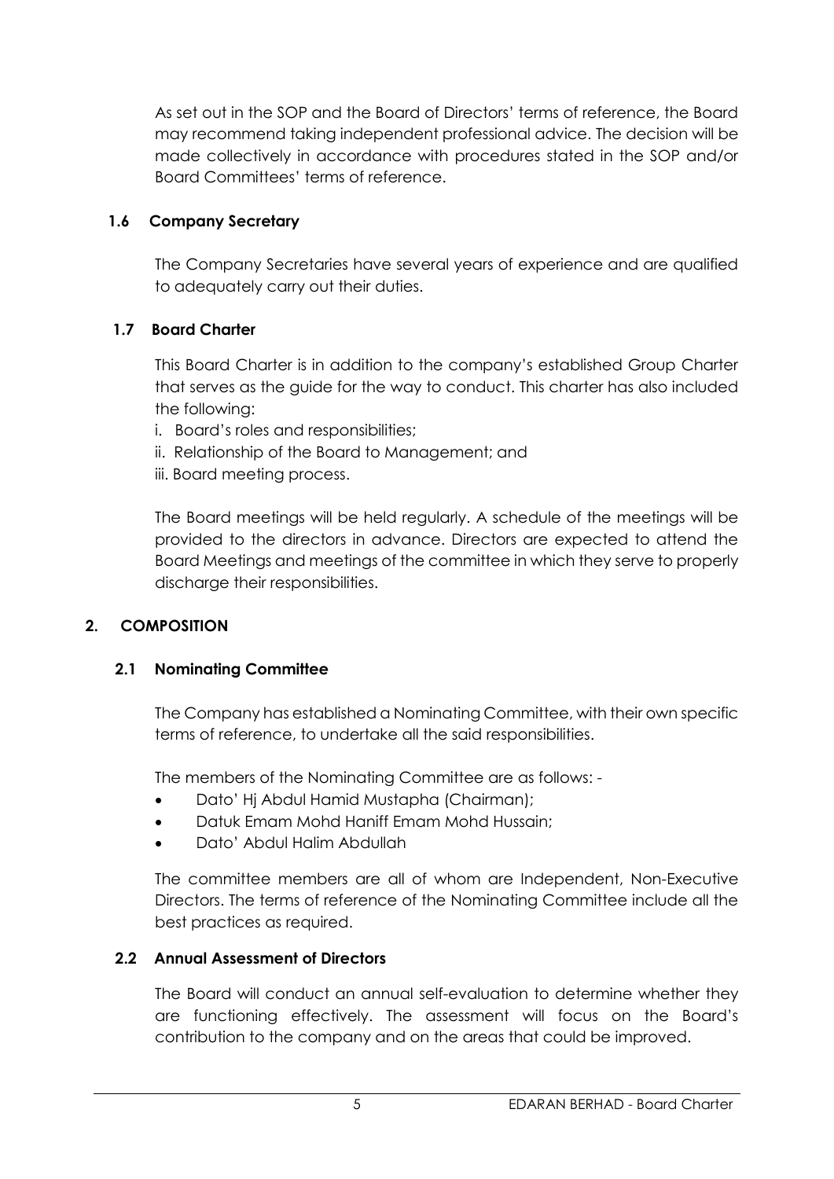As set out in the SOP and the Board of Directors' terms of reference, the Board may recommend taking independent professional advice. The decision will be made collectively in accordance with procedures stated in the SOP and/or Board Committees' terms of reference.

### 1.6 Company Secretary

The Company Secretaries have several years of experience and are qualified to adequately carry out their duties.

### 1.7 Board Charter

This Board Charter is in addition to the company's established Group Charter that serves as the guide for the way to conduct. This charter has also included the following:

i. Board's roles and responsibilities;
ii. Relationship of the Board to Management; and
iii. Board meeting process.

The Board meetings will be held regularly. A schedule of the meetings will be provided to the directors in advance. Directors are expected to attend the Board Meetings and meetings of the committee in which they serve to properly discharge their responsibilities.

## 2. COMPOSITION

### 2.1 Nominating Committee

The Company has established a Nominating Committee, with their own specific terms of reference, to undertake all the said responsibilities.

The members of the Nominating Committee are as follows: -

- Dato' Hj Abdul Hamid Mustapha (Chairman);
- Datuk Emam Mohd Haniff Emam Mohd Hussain;
- Dato' Abdul Halim Abdullah

The committee members are all of whom are Independent, Non-Executive Directors. The terms of reference of the Nominating Committee include all the best practices as required.

### 2.2 Annual Assessment of Directors

The Board will conduct an annual self-evaluation to determine whether they are functioning effectively. The assessment will focus on the Board's contribution to the company and on the areas that could be improved.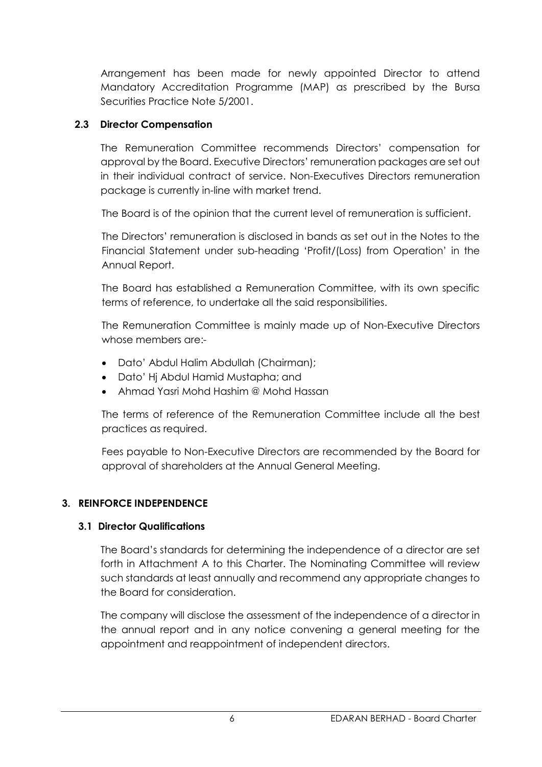Arrangement has been made for newly appointed Director to attend Mandatory Accreditation Programme (MAP) as prescribed by the Bursa Securities Practice Note 5/2001.

### 2.3 Director Compensation

The Remuneration Committee recommends Directors' compensation for approval by the Board. Executive Directors' remuneration packages are set out in their individual contract of service. Non-Executives Directors remuneration package is currently in-line with market trend.

The Board is of the opinion that the current level of remuneration is sufficient.

The Directors' remuneration is disclosed in bands as set out in the Notes to the Financial Statement under sub-heading 'Profit/(Loss) from Operation' in the Annual Report.

The Board has established a Remuneration Committee, with its own specific terms of reference, to undertake all the said responsibilities.

The Remuneration Committee is mainly made up of Non-Executive Directors whose members are:-

- Dato' Abdul Halim Abdullah (Chairman);
- Dato' Hj Abdul Hamid Mustapha; and
- Ahmad Yasri Mohd Hashim @ Mohd Hassan

The terms of reference of the Remuneration Committee include all the best practices as required.

Fees payable to Non-Executive Directors are recommended by the Board for approval of shareholders at the Annual General Meeting.

## 3. REINFORCE INDEPENDENCE

### 3.1 Director Qualifications

The Board's standards for determining the independence of a director are set forth in Attachment A to this Charter. The Nominating Committee will review such standards at least annually and recommend any appropriate changes to the Board for consideration.

The company will disclose the assessment of the independence of a director in the annual report and in any notice convening a general meeting for the appointment and reappointment of independent directors.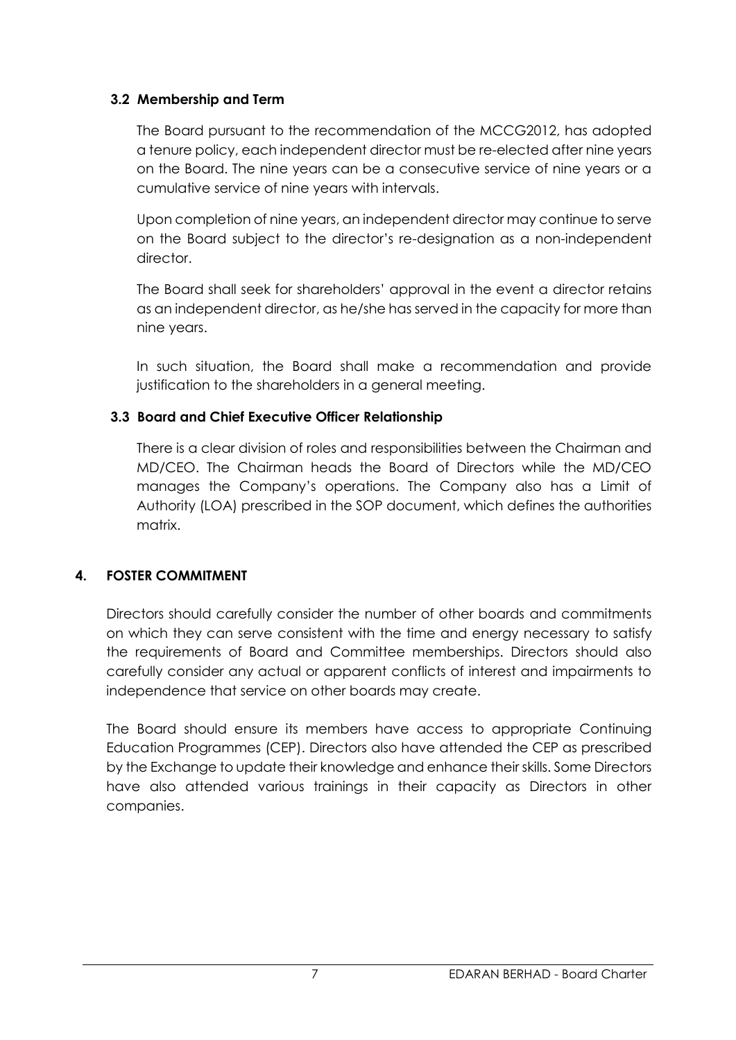### 3.2 Membership and Term

The Board pursuant to the recommendation of the MCCG2012, has adopted a tenure policy, each independent director must be re-elected after nine years on the Board. The nine years can be a consecutive service of nine years or a cumulative service of nine years with intervals.

Upon completion of nine years, an independent director may continue to serve on the Board subject to the director's re-designation as a non-independent director.

The Board shall seek for shareholders' approval in the event a director retains as an independent director, as he/she has served in the capacity for more than nine years.

In such situation, the Board shall make a recommendation and provide justification to the shareholders in a general meeting.

### 3.3 Board and Chief Executive Officer Relationship

There is a clear division of roles and responsibilities between the Chairman and MD/CEO. The Chairman heads the Board of Directors while the MD/CEO manages the Company's operations. The Company also has a Limit of Authority (LOA) prescribed in the SOP document, which defines the authorities matrix.

## 4. FOSTER COMMITMENT

Directors should carefully consider the number of other boards and commitments on which they can serve consistent with the time and energy necessary to satisfy the requirements of Board and Committee memberships. Directors should also carefully consider any actual or apparent conflicts of interest and impairments to independence that service on other boards may create.

The Board should ensure its members have access to appropriate Continuing Education Programmes (CEP). Directors also have attended the CEP as prescribed by the Exchange to update their knowledge and enhance their skills. Some Directors have also attended various trainings in their capacity as Directors in other companies.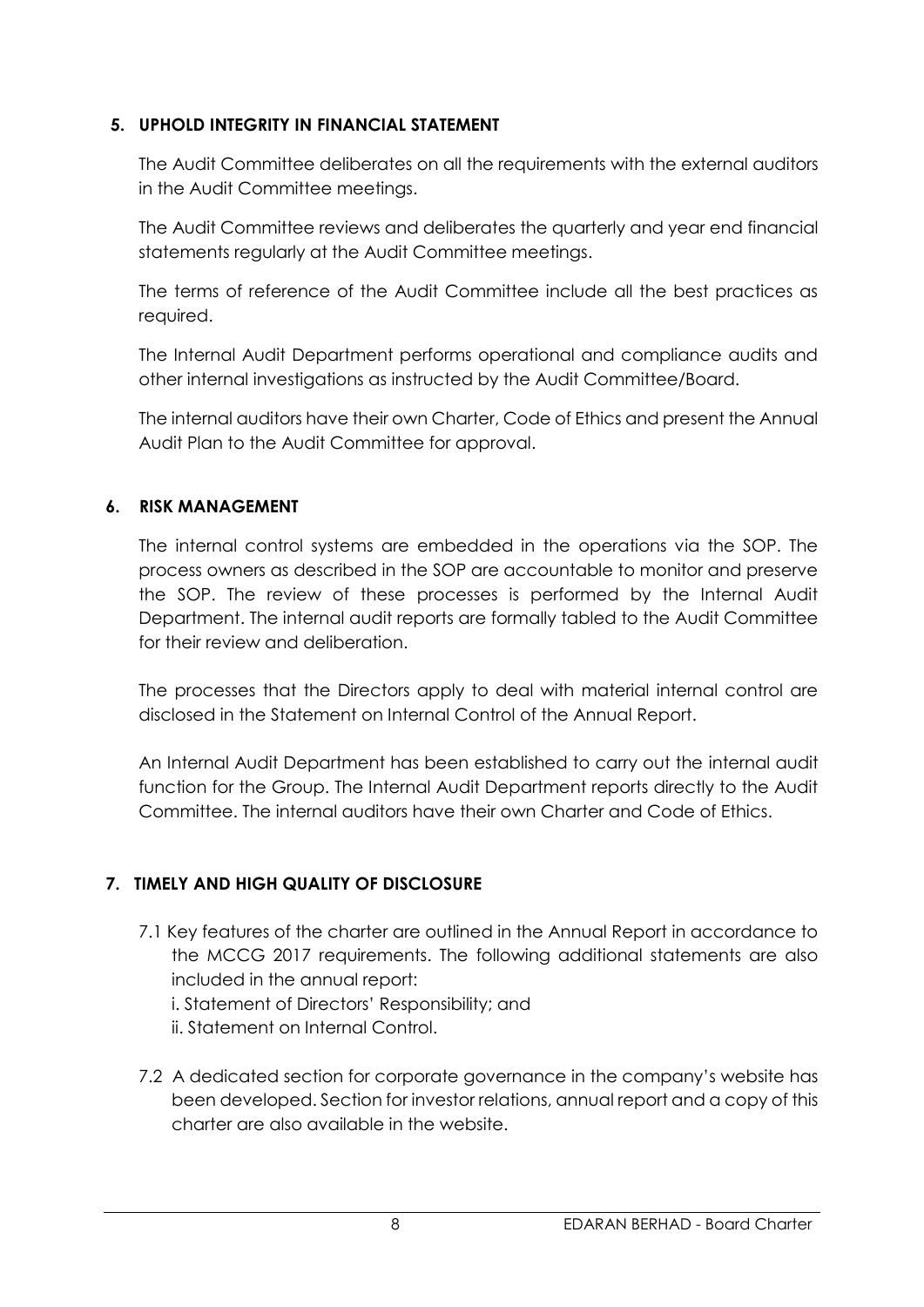## 5. UPHOLD INTEGRITY IN FINANCIAL STATEMENT

The Audit Committee deliberates on all the requirements with the external auditors in the Audit Committee meetings.

The Audit Committee reviews and deliberates the quarterly and year end financial statements regularly at the Audit Committee meetings.

The terms of reference of the Audit Committee include all the best practices as required.

The Internal Audit Department performs operational and compliance audits and other internal investigations as instructed by the Audit Committee/Board.

The internal auditors have their own Charter, Code of Ethics and present the Annual Audit Plan to the Audit Committee for approval.

## 6. RISK MANAGEMENT

The internal control systems are embedded in the operations via the SOP. The process owners as described in the SOP are accountable to monitor and preserve the SOP. The review of these processes is performed by the Internal Audit Department. The internal audit reports are formally tabled to the Audit Committee for their review and deliberation.

The processes that the Directors apply to deal with material internal control are disclosed in the Statement on Internal Control of the Annual Report.

An Internal Audit Department has been established to carry out the internal audit function for the Group. The Internal Audit Department reports directly to the Audit Committee. The internal auditors have their own Charter and Code of Ethics.

## 7. TIMELY AND HIGH QUALITY OF DISCLOSURE

7.1 Key features of the charter are outlined in the Annual Report in accordance to the MCCG 2017 requirements. The following additional statements are also included in the annual report:

i. Statement of Directors' Responsibility; and

ii. Statement on Internal Control.

7.2 A dedicated section for corporate governance in the company's website has been developed. Section for investor relations, annual report and a copy of this charter are also available in the website.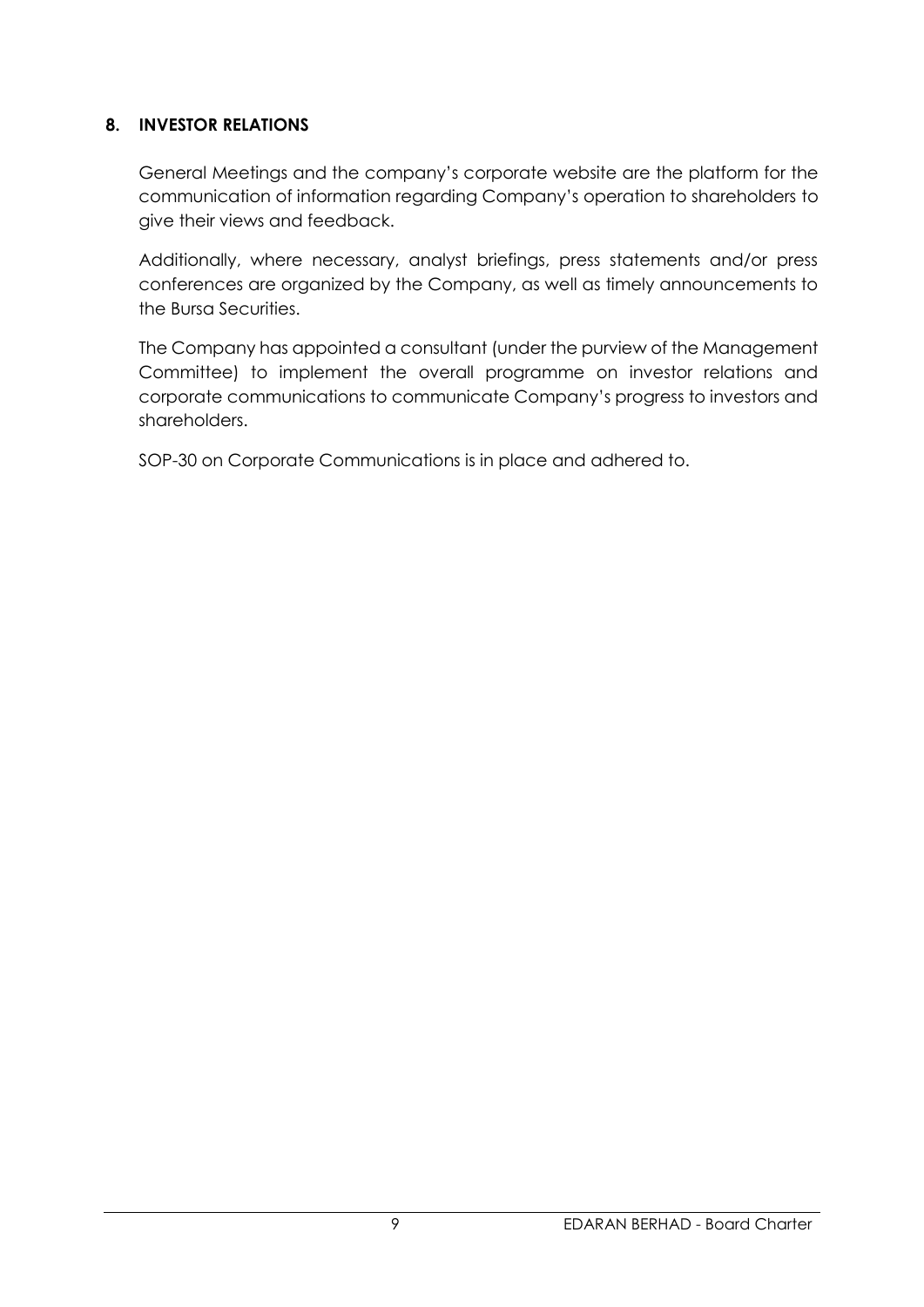## 8. INVESTOR RELATIONS

General Meetings and the company's corporate website are the platform for the communication of information regarding Company's operation to shareholders to give their views and feedback.

Additionally, where necessary, analyst briefings, press statements and/or press conferences are organized by the Company, as well as timely announcements to the Bursa Securities.

The Company has appointed a consultant (under the purview of the Management Committee) to implement the overall programme on investor relations and corporate communications to communicate Company's progress to investors and shareholders.

SOP-30 on Corporate Communications is in place and adhered to.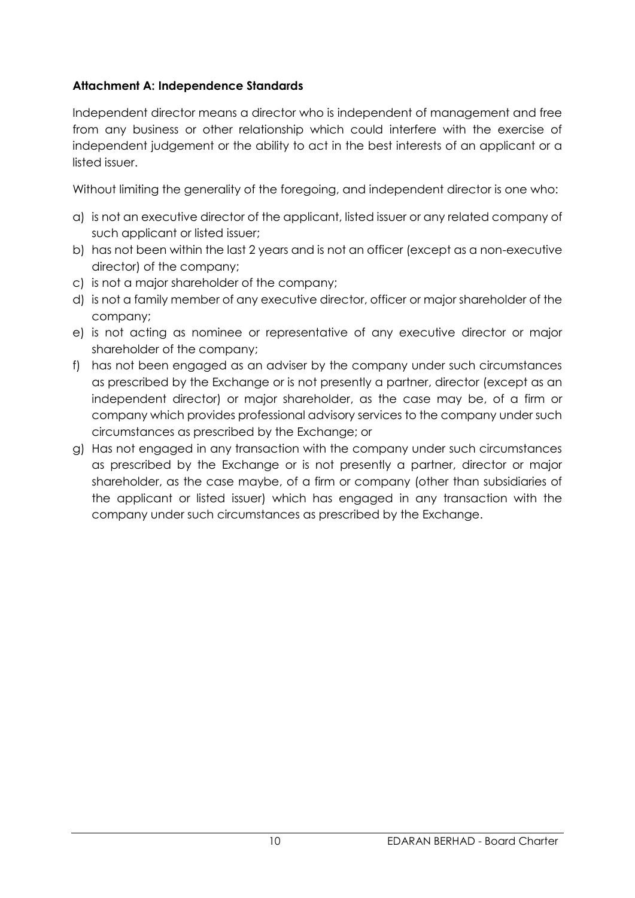**Attachment A: Independence Standards**

Independent director means a director who is independent of management and free from any business or other relationship which could interfere with the exercise of independent judgement or the ability to act in the best interests of an applicant or a listed issuer.

Without limiting the generality of the foregoing, and independent director is one who:

a) is not an executive director of the applicant, listed issuer or any related company of such applicant or listed issuer;
b) has not been within the last 2 years and is not an officer (except as a non-executive director) of the company;
c) is not a major shareholder of the company;
d) is not a family member of any executive director, officer or major shareholder of the company;
e) is not acting as nominee or representative of any executive director or major shareholder of the company;
f) has not been engaged as an adviser by the company under such circumstances as prescribed by the Exchange or is not presently a partner, director (except as an independent director) or major shareholder, as the case may be, of a firm or company which provides professional advisory services to the company under such circumstances as prescribed by the Exchange; or
g) Has not engaged in any transaction with the company under such circumstances as prescribed by the Exchange or is not presently a partner, director or major shareholder, as the case maybe, of a firm or company (other than subsidiaries of the applicant or listed issuer) which has engaged in any transaction with the company under such circumstances as prescribed by the Exchange.